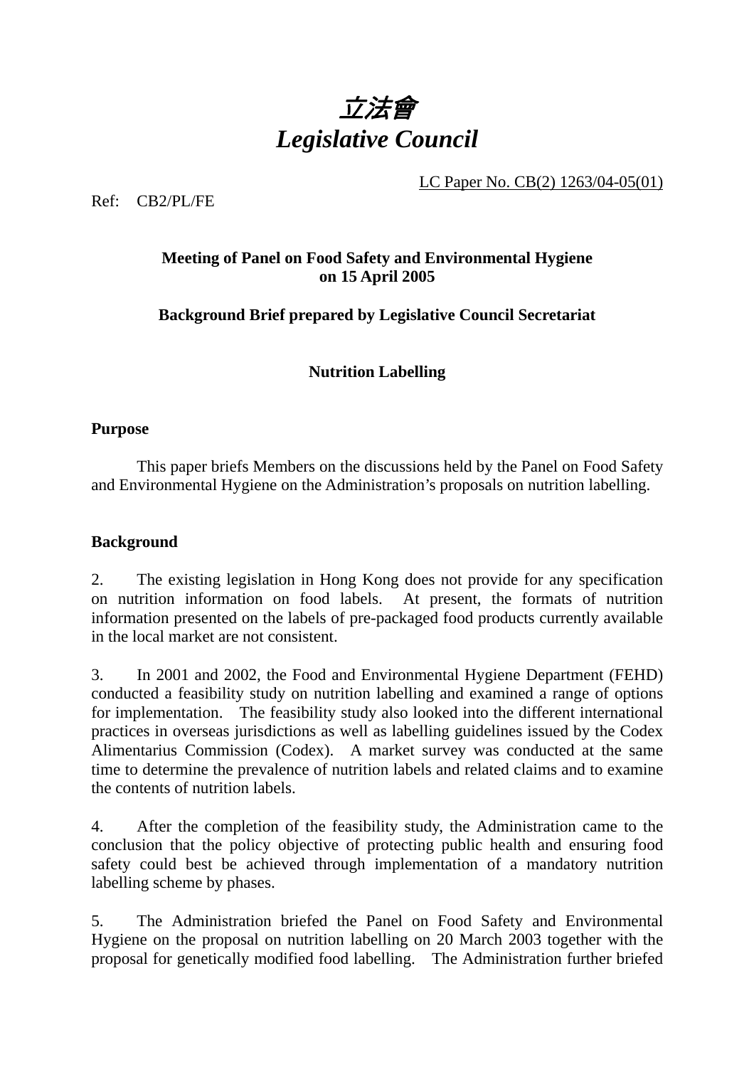# *立法會*
# *Legislative Council*

LC Paper No. CB(2) 1263/04-05(01)

Ref: CB2/PL/FE

**Meeting of Panel on Food Safety and Environmental Hygiene on 15 April 2005**

**Background Brief prepared by Legislative Council Secretariat**

**Nutrition Labelling**

**Purpose**

This paper briefs Members on the discussions held by the Panel on Food Safety and Environmental Hygiene on the Administration's proposals on nutrition labelling.

**Background**

2. The existing legislation in Hong Kong does not provide for any specification on nutrition information on food labels. At present, the formats of nutrition information presented on the labels of pre-packaged food products currently available in the local market are not consistent.

3. In 2001 and 2002, the Food and Environmental Hygiene Department (FEHD) conducted a feasibility study on nutrition labelling and examined a range of options for implementation. The feasibility study also looked into the different international practices in overseas jurisdictions as well as labelling guidelines issued by the Codex Alimentarius Commission (Codex). A market survey was conducted at the same time to determine the prevalence of nutrition labels and related claims and to examine the contents of nutrition labels.

4. After the completion of the feasibility study, the Administration came to the conclusion that the policy objective of protecting public health and ensuring food safety could best be achieved through implementation of a mandatory nutrition labelling scheme by phases.

5. The Administration briefed the Panel on Food Safety and Environmental Hygiene on the proposal on nutrition labelling on 20 March 2003 together with the proposal for genetically modified food labelling. The Administration further briefed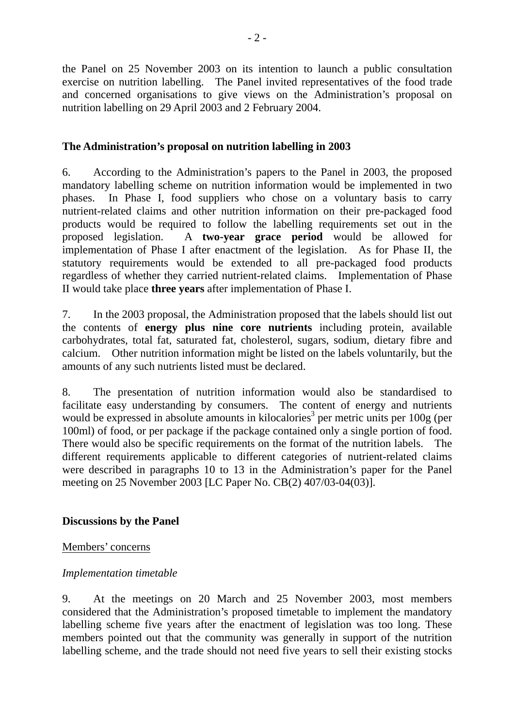the Panel on 25 November 2003 on its intention to launch a public consultation exercise on nutrition labelling. The Panel invited representatives of the food trade and concerned organisations to give views on the Administration's proposal on nutrition labelling on 29 April 2003 and 2 February 2004.

## The Administration's proposal on nutrition labelling in 2003

6. According to the Administration's papers to the Panel in 2003, the proposed mandatory labelling scheme on nutrition information would be implemented in two phases. In Phase I, food suppliers who chose on a voluntary basis to carry nutrient-related claims and other nutrition information on their pre-packaged food products would be required to follow the labelling requirements set out in the proposed legislation. A **two-year grace period** would be allowed for implementation of Phase I after enactment of the legislation. As for Phase II, the statutory requirements would be extended to all pre-packaged food products regardless of whether they carried nutrient-related claims. Implementation of Phase II would take place **three years** after implementation of Phase I.

7. In the 2003 proposal, the Administration proposed that the labels should list out the contents of **energy plus nine core nutrients** including protein, available carbohydrates, total fat, saturated fat, cholesterol, sugars, sodium, dietary fibre and calcium. Other nutrition information might be listed on the labels voluntarily, but the amounts of any such nutrients listed must be declared.

8. The presentation of nutrition information would also be standardised to facilitate easy understanding by consumers. The content of energy and nutrients would be expressed in absolute amounts in kilocalories[3] per metric units per 100g (per 100ml) of food, or per package if the package contained only a single portion of food. There would also be specific requirements on the format of the nutrition labels. The different requirements applicable to different categories of nutrient-related claims were described in paragraphs 10 to 13 in the Administration's paper for the Panel meeting on 25 November 2003 [LC Paper No. CB(2) 407/03-04(03)].

## Discussions by the Panel

<u>Members' concerns</u>

*Implementation timetable*

9. At the meetings on 20 March and 25 November 2003, most members considered that the Administration's proposed timetable to implement the mandatory labelling scheme five years after the enactment of legislation was too long. These members pointed out that the community was generally in support of the nutrition labelling scheme, and the trade should not need five years to sell their existing stocks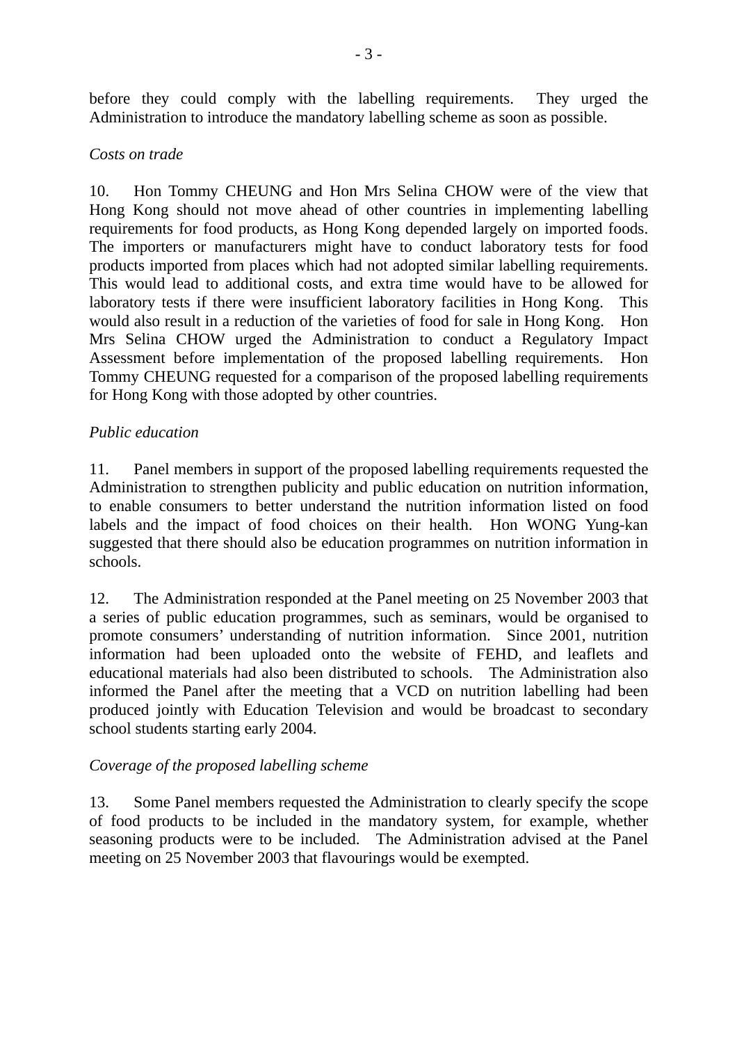before they could comply with the labelling requirements. They urged the Administration to introduce the mandatory labelling scheme as soon as possible.

*Costs on trade*

10. Hon Tommy CHEUNG and Hon Mrs Selina CHOW were of the view that Hong Kong should not move ahead of other countries in implementing labelling requirements for food products, as Hong Kong depended largely on imported foods. The importers or manufacturers might have to conduct laboratory tests for food products imported from places which had not adopted similar labelling requirements. This would lead to additional costs, and extra time would have to be allowed for laboratory tests if there were insufficient laboratory facilities in Hong Kong. This would also result in a reduction of the varieties of food for sale in Hong Kong. Hon Mrs Selina CHOW urged the Administration to conduct a Regulatory Impact Assessment before implementation of the proposed labelling requirements. Hon Tommy CHEUNG requested for a comparison of the proposed labelling requirements for Hong Kong with those adopted by other countries.

*Public education*

11. Panel members in support of the proposed labelling requirements requested the Administration to strengthen publicity and public education on nutrition information, to enable consumers to better understand the nutrition information listed on food labels and the impact of food choices on their health. Hon WONG Yung-kan suggested that there should also be education programmes on nutrition information in schools.

12. The Administration responded at the Panel meeting on 25 November 2003 that a series of public education programmes, such as seminars, would be organised to promote consumers' understanding of nutrition information. Since 2001, nutrition information had been uploaded onto the website of FEHD, and leaflets and educational materials had also been distributed to schools. The Administration also informed the Panel after the meeting that a VCD on nutrition labelling had been produced jointly with Education Television and would be broadcast to secondary school students starting early 2004.

*Coverage of the proposed labelling scheme*

13. Some Panel members requested the Administration to clearly specify the scope of food products to be included in the mandatory system, for example, whether seasoning products were to be included. The Administration advised at the Panel meeting on 25 November 2003 that flavourings would be exempted.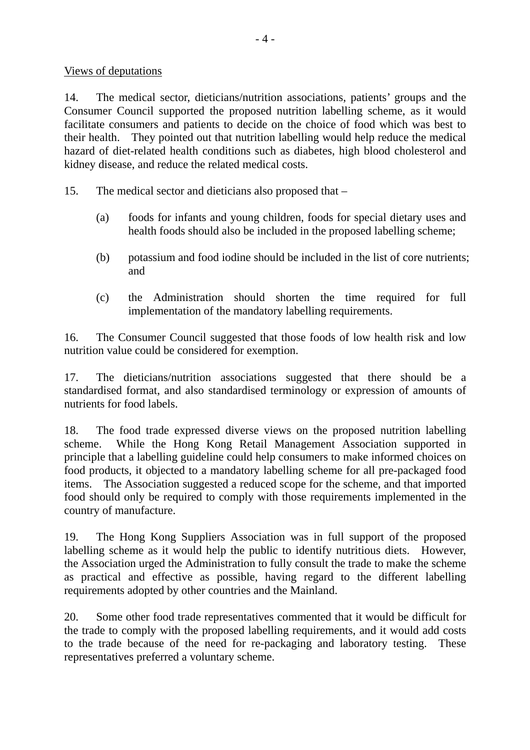Views of deputations

14. The medical sector, dieticians/nutrition associations, patients' groups and the Consumer Council supported the proposed nutrition labelling scheme, as it would facilitate consumers and patients to decide on the choice of food which was best to their health. They pointed out that nutrition labelling would help reduce the medical hazard of diet-related health conditions such as diabetes, high blood cholesterol and kidney disease, and reduce the related medical costs.

15. The medical sector and dieticians also proposed that –

   (a) foods for infants and young children, foods for special dietary uses and health foods should also be included in the proposed labelling scheme;

   (b) potassium and food iodine should be included in the list of core nutrients; and

   (c) the Administration should shorten the time required for full implementation of the mandatory labelling requirements.

16. The Consumer Council suggested that those foods of low health risk and low nutrition value could be considered for exemption.

17. The dieticians/nutrition associations suggested that there should be a standardised format, and also standardised terminology or expression of amounts of nutrients for food labels.

18. The food trade expressed diverse views on the proposed nutrition labelling scheme. While the Hong Kong Retail Management Association supported in principle that a labelling guideline could help consumers to make informed choices on food products, it objected to a mandatory labelling scheme for all pre-packaged food items. The Association suggested a reduced scope for the scheme, and that imported food should only be required to comply with those requirements implemented in the country of manufacture.

19. The Hong Kong Suppliers Association was in full support of the proposed labelling scheme as it would help the public to identify nutritious diets. However, the Association urged the Administration to fully consult the trade to make the scheme as practical and effective as possible, having regard to the different labelling requirements adopted by other countries and the Mainland.

20. Some other food trade representatives commented that it would be difficult for the trade to comply with the proposed labelling requirements, and it would add costs to the trade because of the need for re-packaging and laboratory testing. These representatives preferred a voluntary scheme.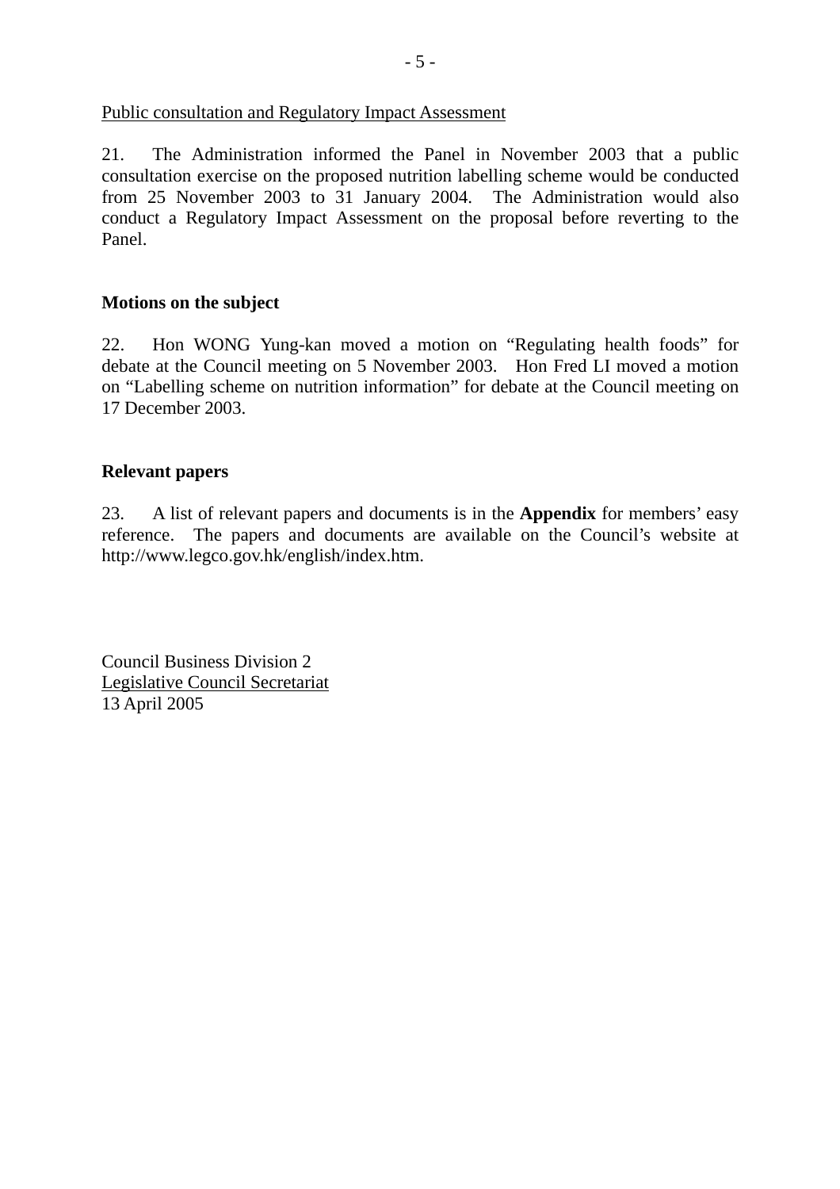<u>Public consultation and Regulatory Impact Assessment</u>

21. The Administration informed the Panel in November 2003 that a public consultation exercise on the proposed nutrition labelling scheme would be conducted from 25 November 2003 to 31 January 2004. The Administration would also conduct a Regulatory Impact Assessment on the proposal before reverting to the Panel.

**Motions on the subject**

22. Hon WONG Yung-kan moved a motion on "Regulating health foods" for debate at the Council meeting on 5 November 2003. Hon Fred LI moved a motion on "Labelling scheme on nutrition information" for debate at the Council meeting on 17 December 2003.

**Relevant papers**

23. A list of relevant papers and documents is in the **Appendix** for members' easy reference. The papers and documents are available on the Council's website at http://www.legco.gov.hk/english/index.htm.

Council Business Division 2
<u>Legislative Council Secretariat</u>
13 April 2005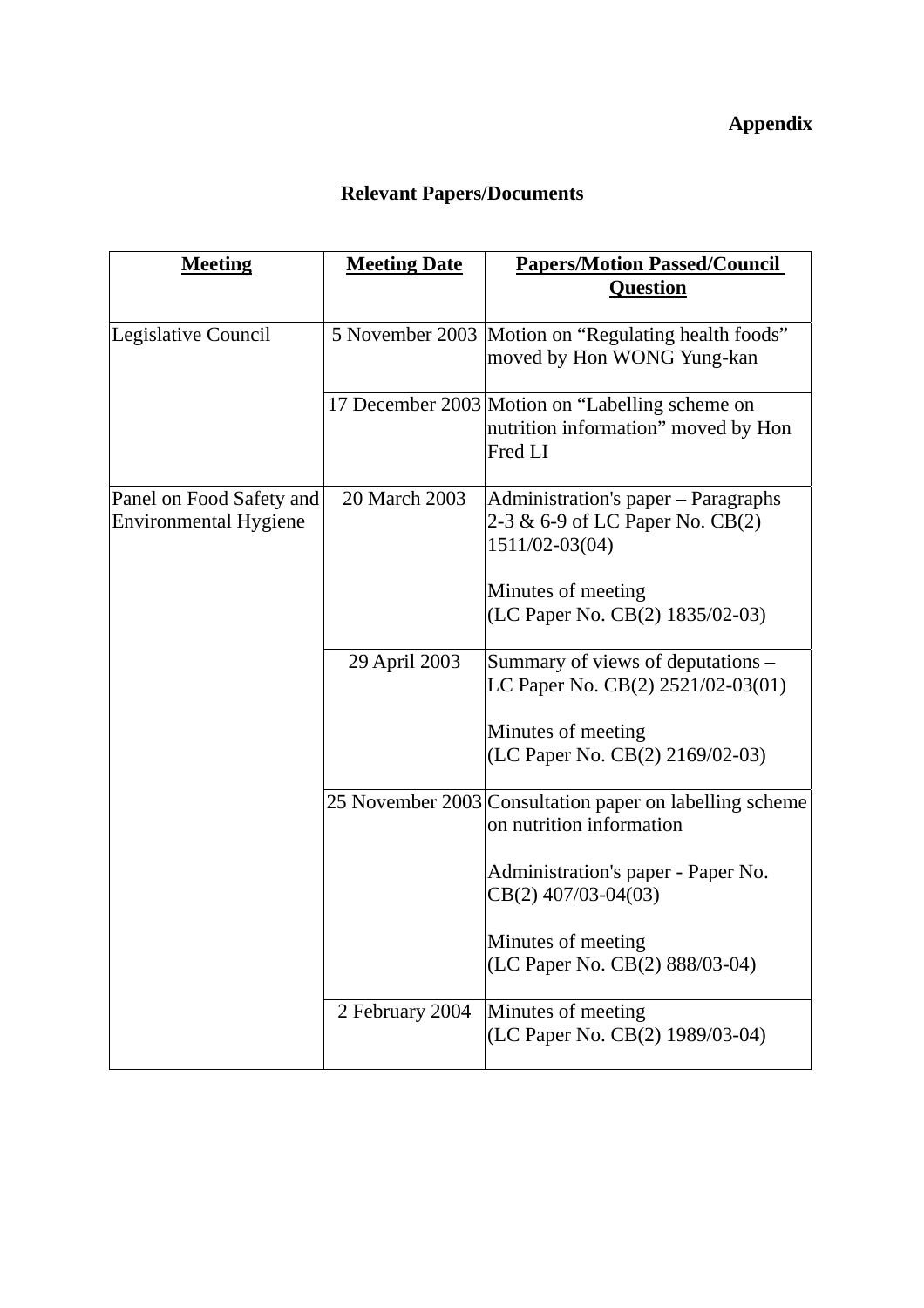**Appendix**

## Relevant Papers/Documents

| Meeting | Meeting Date | Papers/Motion Passed/Council Question |
|---|---|---|
| Legislative Council | 5 November 2003 | Motion on "Regulating health foods" moved by Hon WONG Yung-kan |
| | 17 December 2003 | Motion on "Labelling scheme on nutrition information" moved by Hon Fred LI |
| Panel on Food Safety and Environmental Hygiene | 20 March 2003 | Administration's paper – Paragraphs 2-3 & 6-9 of LC Paper No. CB(2) 1511/02-03(04)<br><br>Minutes of meeting (LC Paper No. CB(2) 1835/02-03) |
| | 29 April 2003 | Summary of views of deputations – LC Paper No. CB(2) 2521/02-03(01)<br><br>Minutes of meeting (LC Paper No. CB(2) 2169/02-03) |
| | 25 November 2003 | Consultation paper on labelling scheme on nutrition information<br><br>Administration's paper - Paper No. CB(2) 407/03-04(03)<br><br>Minutes of meeting (LC Paper No. CB(2) 888/03-04) |
| | 2 February 2004 | Minutes of meeting (LC Paper No. CB(2) 1989/03-04) |